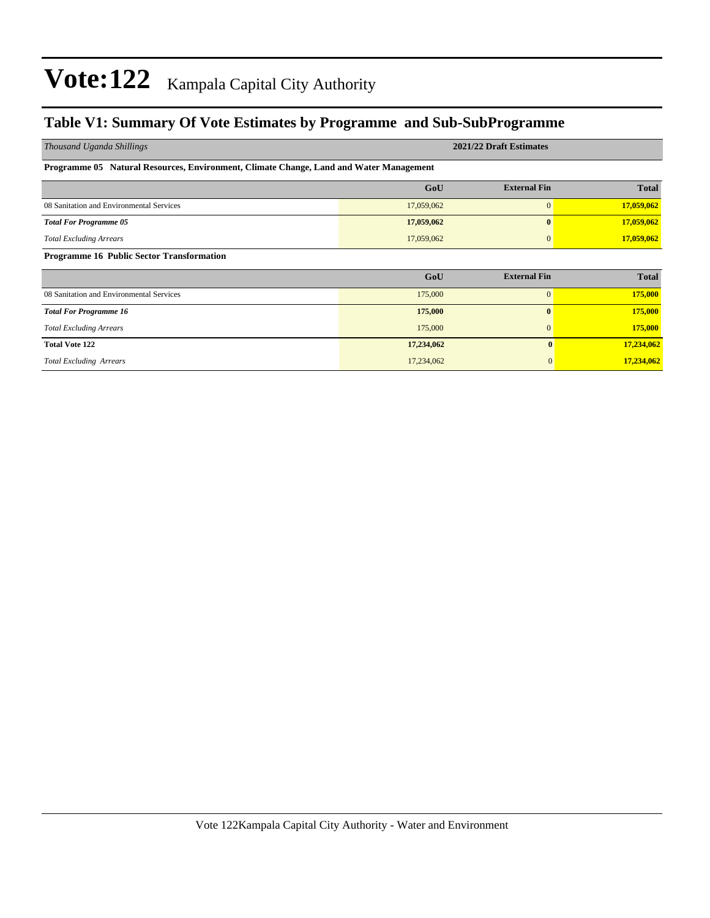# Vote:122 Kampala Capital City Authority

## Table V1: Summary Of Vote Estimates by Programme and Sub-SubProgramme

| *Thousand Uganda Shillings* | 2021/22 Draft Estimates | | |
|---|---|---|---|
| **Programme 05 Natural Resources, Environment, Climate Change, Land and Water Management** | | | |
| | **GoU** | **External Fin** | **Total** |
| 08 Sanitation and Environmental Services | 17,059,062 | 0 | **17,059,062** |
| ***Total For Programme 05*** | **17,059,062** | **0** | **17,059,062** |
| *Total Excluding Arrears* | 17,059,062 | 0 | **17,059,062** |
| **Programme 16 Public Sector Transformation** | | | |
| | **GoU** | **External Fin** | **Total** |
| 08 Sanitation and Environmental Services | 175,000 | 0 | **175,000** |
| ***Total For Programme 16*** | **175,000** | **0** | **175,000** |
| *Total Excluding Arrears* | 175,000 | 0 | **175,000** |
| **Total Vote 122** | **17,234,062** | **0** | **17,234,062** |
| *Total Excluding Arrears* | 17,234,062 | 0 | **17,234,062** |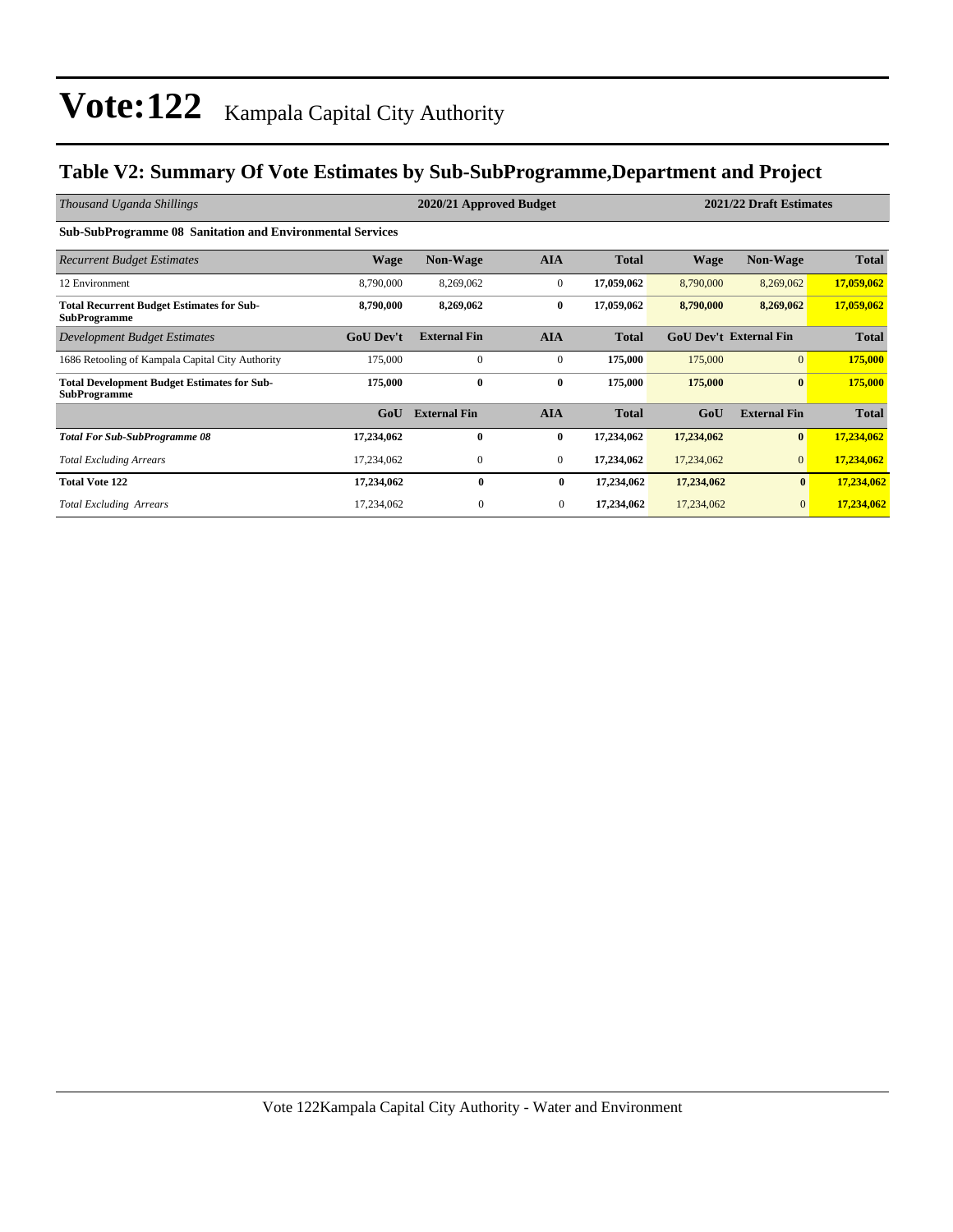# Vote:122 Kampala Capital City Authority

## Table V2: Summary Of Vote Estimates by Sub-SubProgramme,Department and Project

| *Thousand Uganda Shillings* | 2020/21 Approved Budget | | | | 2021/22 Draft Estimates | | |
|---|---|---|---|---|---|---|---|
| **Sub-SubProgramme 08 Sanitation and Environmental Services** | | | | | | | |
| *Recurrent Budget Estimates* | **Wage** | **Non-Wage** | **AIA** | **Total** | **Wage** | **Non-Wage** | **Total** |
| 12 Environment | 8,790,000 | 8,269,062 | 0 | **17,059,062** | 8,790,000 | 8,269,062 | **17,059,062** |
| **Total Recurrent Budget Estimates for Sub-SubProgramme** | **8,790,000** | **8,269,062** | **0** | **17,059,062** | **8,790,000** | **8,269,062** | **17,059,062** |
| *Development Budget Estimates* | **GoU Dev't** | **External Fin** | **AIA** | **Total** | **GoU Dev't** | **External Fin** | **Total** |
| 1686 Retooling of Kampala Capital City Authority | 175,000 | 0 | 0 | **175,000** | 175,000 | 0 | **175,000** |
| **Total Development Budget Estimates for Sub-SubProgramme** | **175,000** | **0** | **0** | **175,000** | **175,000** | **0** | **175,000** |
| | **GoU** | **External Fin** | **AIA** | **Total** | **GoU** | **External Fin** | **Total** |
| ***Total For Sub-SubProgramme 08*** | **17,234,062** | **0** | **0** | **17,234,062** | **17,234,062** | **0** | **17,234,062** |
| *Total Excluding Arrears* | 17,234,062 | 0 | 0 | **17,234,062** | 17,234,062 | 0 | **17,234,062** |
| **Total Vote 122** | **17,234,062** | **0** | **0** | **17,234,062** | **17,234,062** | **0** | **17,234,062** |
| *Total Excluding Arrears* | 17,234,062 | 0 | 0 | **17,234,062** | 17,234,062 | 0 | **17,234,062** |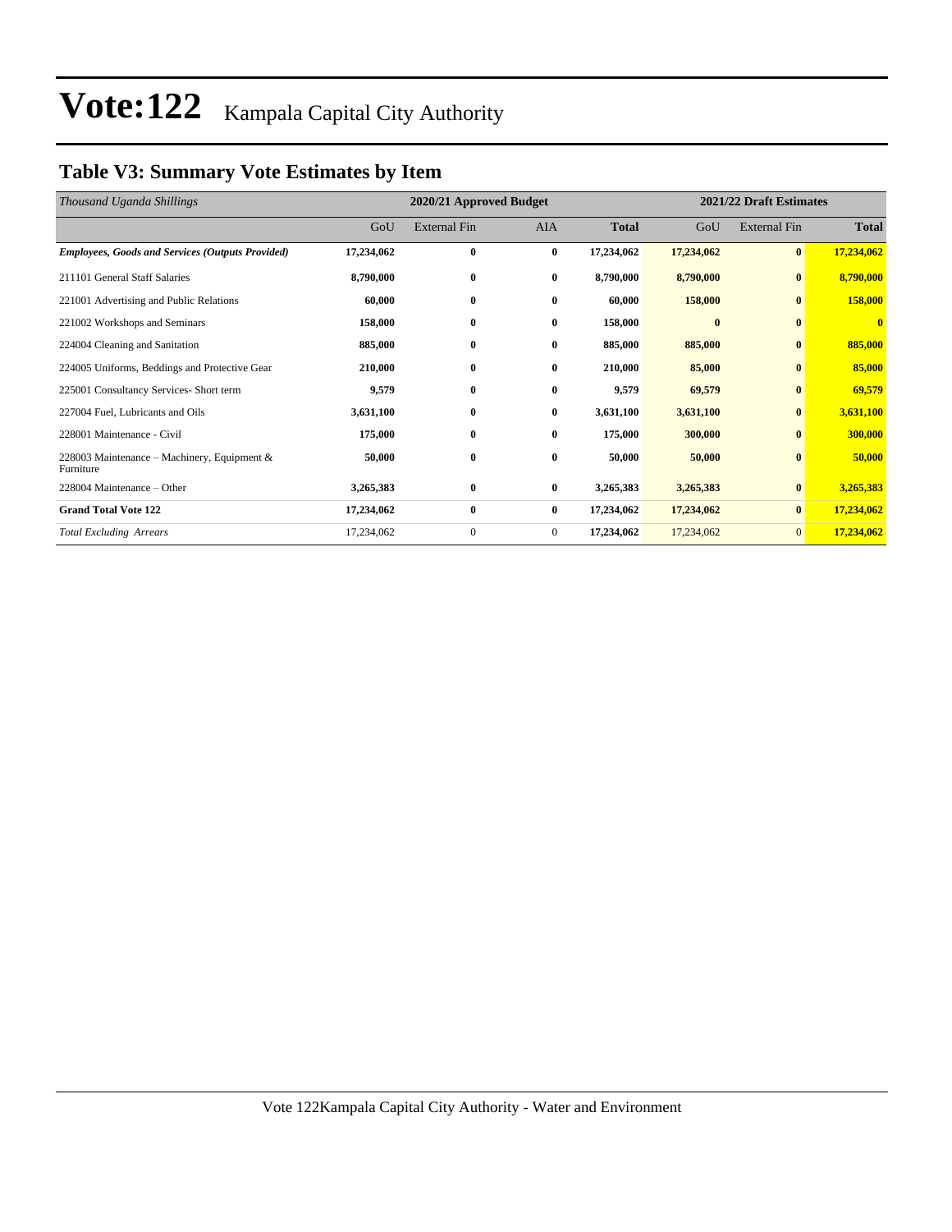# Vote:122 Kampala Capital City Authority

## Table V3: Summary Vote Estimates by Item

| *Thousand Uganda Shillings* | 2020/21 Approved Budget | | | | 2021/22 Draft Estimates | | |
|---|---|---|---|---|---|---|---|
| | GoU | External Fin | AIA | **Total** | GoU | External Fin | **Total** |
| ***Employees, Goods and Services (Outputs Provided)*** | **17,234,062** | **0** | **0** | **17,234,062** | **17,234,062** | **0** | **17,234,062** |
| 211101 General Staff Salaries | **8,790,000** | **0** | **0** | **8,790,000** | **8,790,000** | **0** | **8,790,000** |
| 221001 Advertising and Public Relations | **60,000** | **0** | **0** | **60,000** | **158,000** | **0** | **158,000** |
| 221002 Workshops and Seminars | **158,000** | **0** | **0** | **158,000** | **0** | **0** | **0** |
| 224004 Cleaning and Sanitation | **885,000** | **0** | **0** | **885,000** | **885,000** | **0** | **885,000** |
| 224005 Uniforms, Beddings and Protective Gear | **210,000** | **0** | **0** | **210,000** | **85,000** | **0** | **85,000** |
| 225001 Consultancy Services- Short term | **9,579** | **0** | **0** | **9,579** | **69,579** | **0** | **69,579** |
| 227004 Fuel, Lubricants and Oils | **3,631,100** | **0** | **0** | **3,631,100** | **3,631,100** | **0** | **3,631,100** |
| 228001 Maintenance - Civil | **175,000** | **0** | **0** | **175,000** | **300,000** | **0** | **300,000** |
| 228003 Maintenance – Machinery, Equipment & Furniture | **50,000** | **0** | **0** | **50,000** | **50,000** | **0** | **50,000** |
| 228004 Maintenance – Other | **3,265,383** | **0** | **0** | **3,265,383** | **3,265,383** | **0** | **3,265,383** |
| **Grand Total Vote 122** | **17,234,062** | **0** | **0** | **17,234,062** | **17,234,062** | **0** | **17,234,062** |
| *Total Excluding Arrears* | 17,234,062 | 0 | 0 | **17,234,062** | 17,234,062 | 0 | **17,234,062** |

Vote 122Kampala Capital City Authority - Water and Environment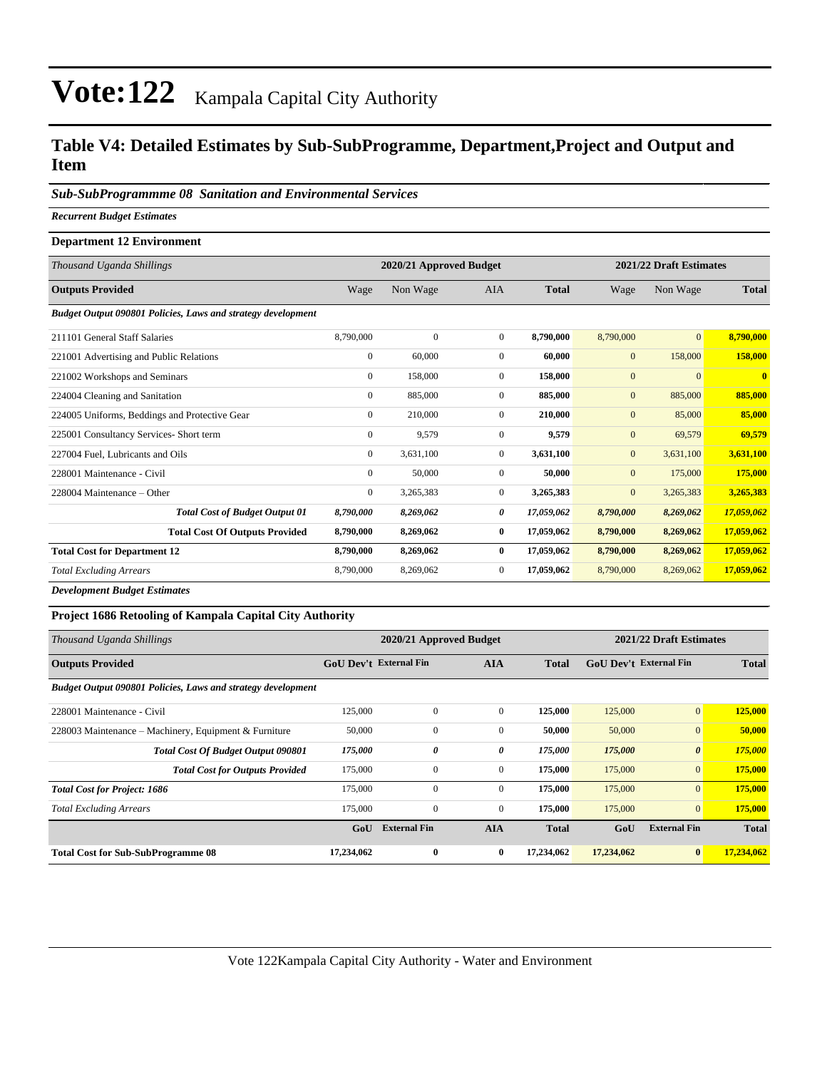# Vote:122 Kampala Capital City Authority

## Table V4: Detailed Estimates by Sub-SubProgramme, Department,Project and Output and Item

### *Sub-SubProgrammme 08 Sanitation and Environmental Services*

***Recurrent Budget Estimates***

**Department 12 Environment**

| *Thousand Uganda Shillings* | 2020/21 Approved Budget | | | | 2021/22 Draft Estimates | | |
|---|---|---|---|---|---|---|---|
| **Outputs Provided** | Wage | Non Wage | AIA | **Total** | Wage | Non Wage | **Total** |
| ***Budget Output 090801 Policies, Laws and strategy development*** | | | | | | | |
| 211101 General Staff Salaries | 8,790,000 | 0 | 0 | **8,790,000** | 8,790,000 | 0 | **8,790,000** |
| 221001 Advertising and Public Relations | 0 | 60,000 | 0 | **60,000** | 0 | 158,000 | **158,000** |
| 221002 Workshops and Seminars | 0 | 158,000 | 0 | **158,000** | 0 | 0 | **0** |
| 224004 Cleaning and Sanitation | 0 | 885,000 | 0 | **885,000** | 0 | 885,000 | **885,000** |
| 224005 Uniforms, Beddings and Protective Gear | 0 | 210,000 | 0 | **210,000** | 0 | 85,000 | **85,000** |
| 225001 Consultancy Services- Short term | 0 | 9,579 | 0 | **9,579** | 0 | 69,579 | **69,579** |
| 227004 Fuel, Lubricants and Oils | 0 | 3,631,100 | 0 | **3,631,100** | 0 | 3,631,100 | **3,631,100** |
| 228001 Maintenance - Civil | 0 | 50,000 | 0 | **50,000** | 0 | 175,000 | **175,000** |
| 228004 Maintenance – Other | 0 | 3,265,383 | 0 | **3,265,383** | 0 | 3,265,383 | **3,265,383** |
| ***Total Cost of Budget Output 01*** | ***8,790,000*** | ***8,269,062*** | ***0*** | ***17,059,062*** | ***8,790,000*** | ***8,269,062*** | ***17,059,062*** |
| **Total Cost Of Outputs Provided** | **8,790,000** | **8,269,062** | **0** | **17,059,062** | **8,790,000** | **8,269,062** | **17,059,062** |
| **Total Cost for Department 12** | **8,790,000** | **8,269,062** | **0** | **17,059,062** | **8,790,000** | **8,269,062** | **17,059,062** |
| *Total Excluding Arrears* | 8,790,000 | 8,269,062 | 0 | **17,059,062** | 8,790,000 | 8,269,062 | **17,059,062** |

***Development Budget Estimates***

**Project 1686 Retooling of Kampala Capital City Authority**

| *Thousand Uganda Shillings* | 2020/21 Approved Budget | | | | 2021/22 Draft Estimates | | |
|---|---|---|---|---|---|---|---|
| **Outputs Provided** | **GoU Dev't** | **External Fin** | **AIA** | **Total** | **GoU Dev't** | **External Fin** | **Total** |
| ***Budget Output 090801 Policies, Laws and strategy development*** | | | | | | | |
| 228001 Maintenance - Civil | 125,000 | 0 | 0 | **125,000** | 125,000 | 0 | **125,000** |
| 228003 Maintenance – Machinery, Equipment & Furniture | 50,000 | 0 | 0 | **50,000** | 50,000 | 0 | **50,000** |
| ***Total Cost Of Budget Output 090801*** | ***175,000*** | ***0*** | ***0*** | ***175,000*** | ***175,000*** | ***0*** | ***175,000*** |
| ***Total Cost for Outputs Provided*** | 175,000 | 0 | 0 | **175,000** | 175,000 | 0 | **175,000** |
| ***Total Cost for Project: 1686*** | 175,000 | 0 | 0 | **175,000** | 175,000 | 0 | **175,000** |
| *Total Excluding Arrears* | 175,000 | 0 | 0 | **175,000** | 175,000 | 0 | **175,000** |
| | **GoU** | **External Fin** | **AIA** | **Total** | **GoU** | **External Fin** | **Total** |
| **Total Cost for Sub-SubProgramme 08** | **17,234,062** | **0** | **0** | **17,234,062** | **17,234,062** | **0** | **17,234,062** |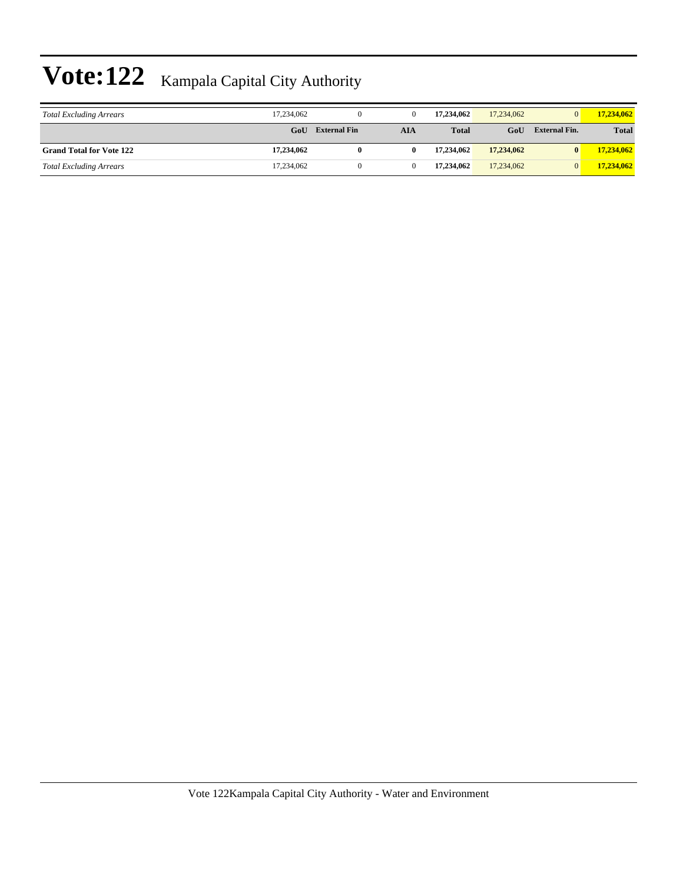| | | | | | | | |
|---|---|---|---|---|---|---|---|
| *Total Excluding Arrears* | 17,234,062 | 0 | 0 | **17,234,062** | 17,234,062 | 0 | **17,234,062** |
| | **GoU** | **External Fin** | **AIA** | **Total** | **GoU** | **External Fin.** | **Total** |
| **Grand Total for Vote 122** | **17,234,062** | **0** | **0** | **17,234,062** | **17,234,062** | **0** | **17,234,062** |
| *Total Excluding Arrears* | 17,234,062 | 0 | 0 | **17,234,062** | 17,234,062 | 0 | **17,234,062** |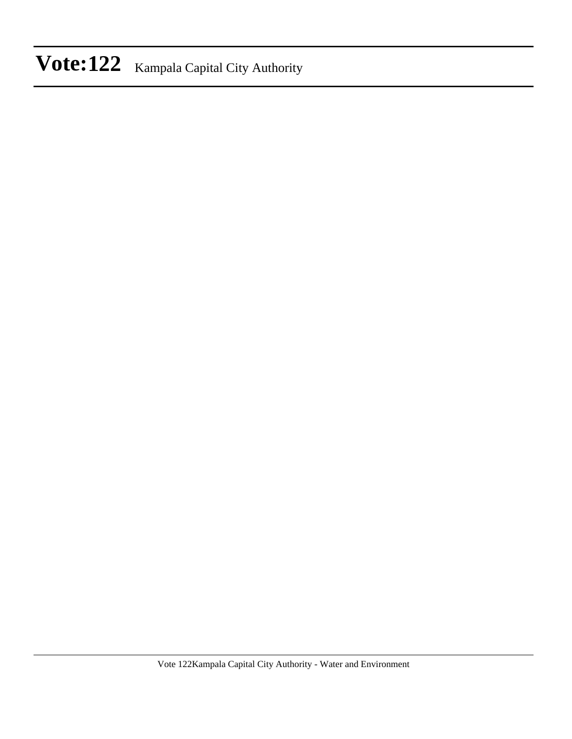# Vote:122 Kampala Capital City Authority